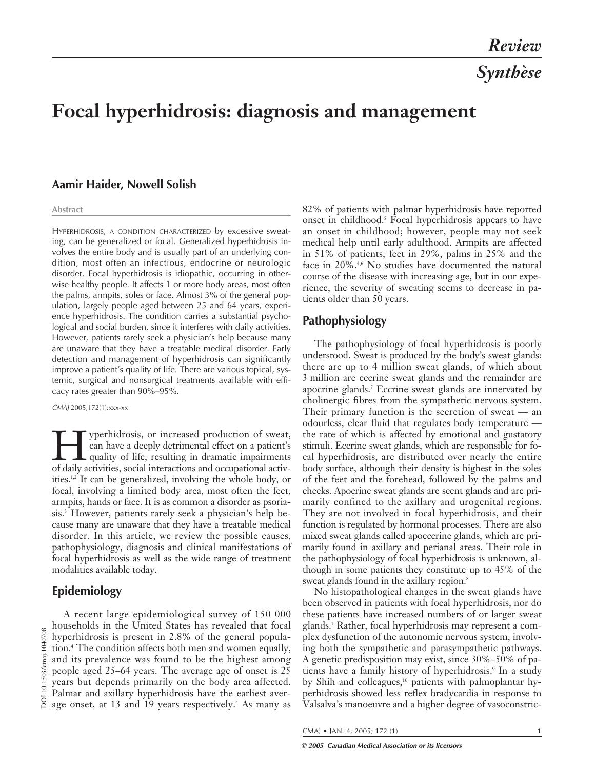Review

Synthèse

# Focal hyperhidrosis: diagnosis and management

**Aamir Haider, Nowell Solish**

**Abstract**

HYPERHIDROSIS, A CONDITION CHARACTERIZED by excessive sweating, can be generalized or focal. Generalized hyperhidrosis involves the entire body and is usually part of an underlying condition, most often an infectious, endocrine or neurologic disorder. Focal hyperhidrosis is idiopathic, occurring in otherwise healthy people. It affects 1 or more body areas, most often the palms, armpits, soles or face. Almost 3% of the general population, largely people aged between 25 and 64 years, experience hyperhidrosis. The condition carries a substantial psychological and social burden, since it interferes with daily activities. However, patients rarely seek a physician's help because many are unaware that they have a treatable medical disorder. Early detection and management of hyperhidrosis can significantly improve a patient's quality of life. There are various topical, systemic, surgical and nonsurgical treatments available with efficacy rates greater than 90%–95%.

*CMAJ* 2005;172(1):xxx-xx

Hyperhidrosis, or increased production of sweat, can have a deeply detrimental effect on a patient's quality of life, resulting in dramatic impairments of daily activities, social interactions and occupational activities.[1,2] It can be generalized, involving the whole body, or focal, involving a limited body area, most often the feet, armpits, hands or face. It is as common a disorder as psoriasis.[3] However, patients rarely seek a physician's help because many are unaware that they have a treatable medical disorder. In this article, we review the possible causes, pathophysiology, diagnosis and clinical manifestations of focal hyperhidrosis as well as the wide range of treatment modalities available today.

## Epidemiology

A recent large epidemiological survey of 150 000 households in the United States has revealed that focal hyperhidrosis is present in 2.8% of the general population.[4] The condition affects both men and women equally, and its prevalence was found to be the highest among people aged 25–64 years. The average age of onset is 25 years but depends primarily on the body area affected. Palmar and axillary hyperhidrosis have the earliest average onset, at 13 and 19 years respectively.[4] As many as 82% of patients with palmar hyperhidrosis have reported onset in childhood.[5] Focal hyperhidrosis appears to have an onset in childhood; however, people may not seek medical help until early adulthood. Armpits are affected in 51% of patients, feet in 29%, palms in 25% and the face in 20%.[4,6] No studies have documented the natural course of the disease with increasing age, but in our experience, the severity of sweating seems to decrease in patients older than 50 years.

## Pathophysiology

The pathophysiology of focal hyperhidrosis is poorly understood. Sweat is produced by the body's sweat glands: there are up to 4 million sweat glands, of which about 3 million are eccrine sweat glands and the remainder are apocrine glands.[7] Eccrine sweat glands are innervated by cholinergic fibres from the sympathetic nervous system. Their primary function is the secretion of sweat — an odourless, clear fluid that regulates body temperature — the rate of which is affected by emotional and gustatory stimuli. Eccrine sweat glands, which are responsible for focal hyperhidrosis, are distributed over nearly the entire body surface, although their density is highest in the soles of the feet and the forehead, followed by the palms and cheeks. Apocrine sweat glands are scent glands and are primarily confined to the axillary and urogenital regions. They are not involved in focal hyperhidrosis, and their function is regulated by hormonal processes. There are also mixed sweat glands called apoeccrine glands, which are primarily found in axillary and perianal areas. Their role in the pathophysiology of focal hyperhidrosis is unknown, although in some patients they constitute up to 45% of the sweat glands found in the axillary region.[8]

No histopathological changes in the sweat glands have been observed in patients with focal hyperhidrosis, nor do these patients have increased numbers of or larger sweat glands.[7] Rather, focal hyperhidrosis may represent a complex dysfunction of the autonomic nervous system, involving both the sympathetic and parasympathetic pathways. A genetic predisposition may exist, since 30%–50% of patients have a family history of hyperhidrosis.[9] In a study by Shih and colleagues,[10] patients with palmoplantar hyperhidrosis showed less reflex bradycardia in response to Valsalva's manoeuvre and a higher degree of vasoconstric-

DOI:10.1503/cmaj.1040708

© 2005 Canadian Medical Association or its licensors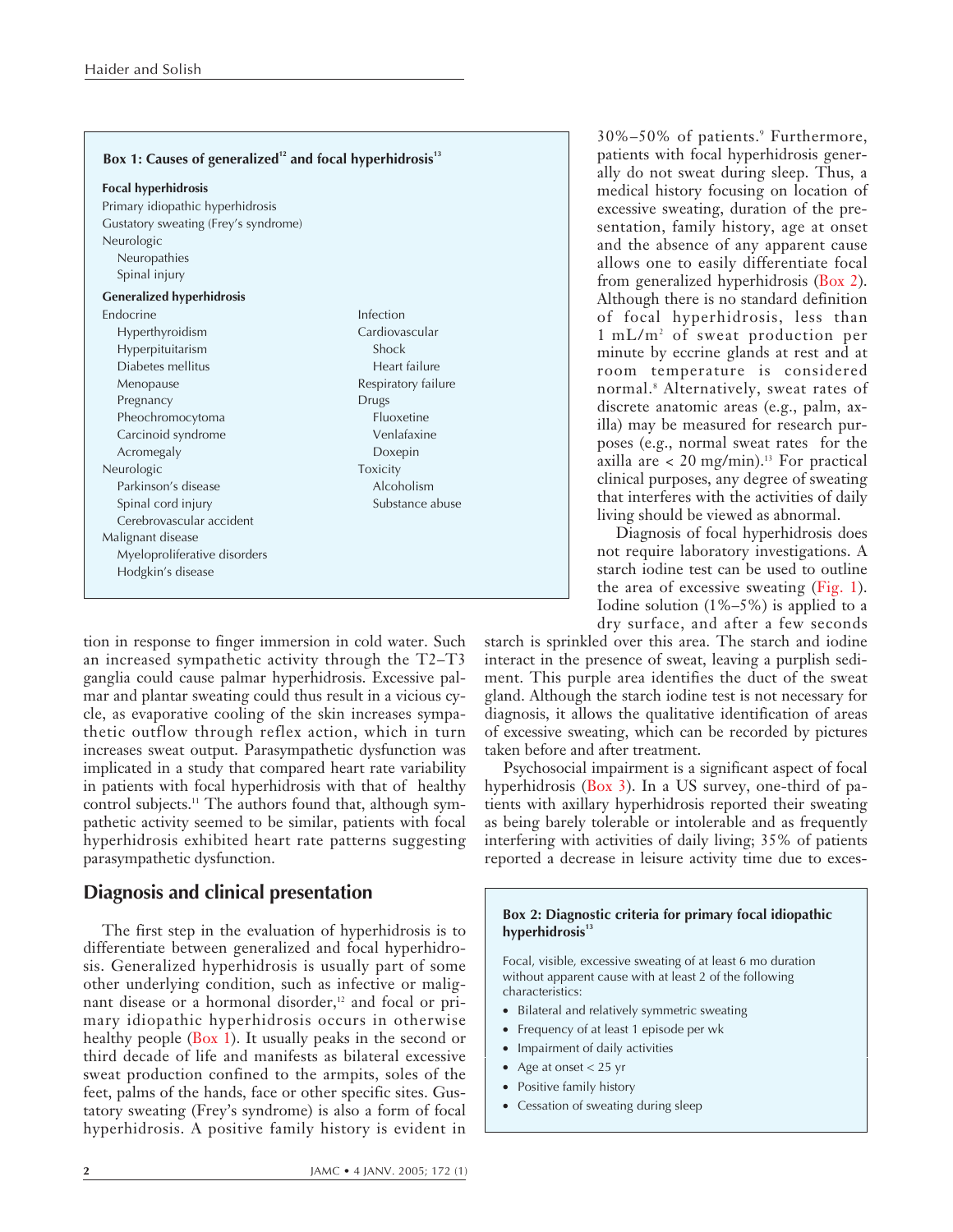**Box 1: Causes of generalized[12] and focal hyperhidrosis[13]**

**Focal hyperhidrosis**

Primary idiopathic hyperhidrosis
Gustatory sweating (Frey's syndrome)
Neurologic
- Neuropathies
- Spinal injury

**Generalized hyperhidrosis**

Endocrine
- Hyperthyroidism
- Hyperpituitarism
- Diabetes mellitus
- Menopause
- Pregnancy
- Pheochromocytoma
- Carcinoid syndrome
- Acromegaly

Neurologic
- Parkinson's disease
- Spinal cord injury
- Cerebrovascular accident

Malignant disease
- Myeloproliferative disorders
- Hodgkin's disease

Infection

Cardiovascular
- Shock
- Heart failure

Respiratory failure

Drugs
- Fluoxetine
- Venlafaxine
- Doxepin

Toxicity
- Alcoholism
- Substance abuse

tion in response to finger immersion in cold water. Such an increased sympathetic activity through the T2–T3 ganglia could cause palmar hyperhidrosis. Excessive palmar and plantar sweating could thus result in a vicious cycle, as evaporative cooling of the skin increases sympathetic outflow through reflex action, which in turn increases sweat output. Parasympathetic dysfunction was implicated in a study that compared heart rate variability in patients with focal hyperhidrosis with that of healthy control subjects.[11] The authors found that, although sympathetic activity seemed to be similar, patients with focal hyperhidrosis exhibited heart rate patterns suggesting parasympathetic dysfunction.

## Diagnosis and clinical presentation

The first step in the evaluation of hyperhidrosis is to differentiate between generalized and focal hyperhidrosis. Generalized hyperhidrosis is usually part of some other underlying condition, such as infective or malignant disease or a hormonal disorder,[12] and focal or primary idiopathic hyperhidrosis occurs in otherwise healthy people (Box 1). It usually peaks in the second or third decade of life and manifests as bilateral excessive sweat production confined to the armpits, soles of the feet, palms of the hands, face or other specific sites. Gustatory sweating (Frey's syndrome) is also a form of focal hyperhidrosis. A positive family history is evident in 30%–50% of patients.[9] Furthermore, patients with focal hyperhidrosis generally do not sweat during sleep. Thus, a medical history focusing on location of excessive sweating, duration of the presentation, family history, age at onset and the absence of any apparent cause allows one to easily differentiate focal from generalized hyperhidrosis (Box 2). Although there is no standard definition of focal hyperhidrosis, less than 1 mL/m$^2$ of sweat production per minute by eccrine glands at rest and at room temperature is considered normal.[8] Alternatively, sweat rates of discrete anatomic areas (e.g., palm, axilla) may be measured for research purposes (e.g., normal sweat rates for the axilla are < 20 mg/min).[13] For practical clinical purposes, any degree of sweating that interferes with the activities of daily living should be viewed as abnormal.

Diagnosis of focal hyperhidrosis does not require laboratory investigations. A starch iodine test can be used to outline the area of excessive sweating (Fig. 1). Iodine solution (1%–5%) is applied to a dry surface, and after a few seconds starch is sprinkled over this area. The starch and iodine interact in the presence of sweat, leaving a purplish sediment. This purple area identifies the duct of the sweat gland. Although the starch iodine test is not necessary for diagnosis, it allows the qualitative identification of areas of excessive sweating, which can be recorded by pictures taken before and after treatment.

Psychosocial impairment is a significant aspect of focal hyperhidrosis (Box 3). In a US survey, one-third of patients with axillary hyperhidrosis reported their sweating as being barely tolerable or intolerable and as frequently interfering with activities of daily living; 35% of patients reported a decrease in leisure activity time due to exces-

**Box 2: Diagnostic criteria for primary focal idiopathic hyperhidrosis[13]**

Focal, visible, excessive sweating of at least 6 mo duration without apparent cause with at least 2 of the following characteristics:

- Bilateral and relatively symmetric sweating
- Frequency of at least 1 episode per wk
- Impairment of daily activities
- Age at onset < 25 yr
- Positive family history
- Cessation of sweating during sleep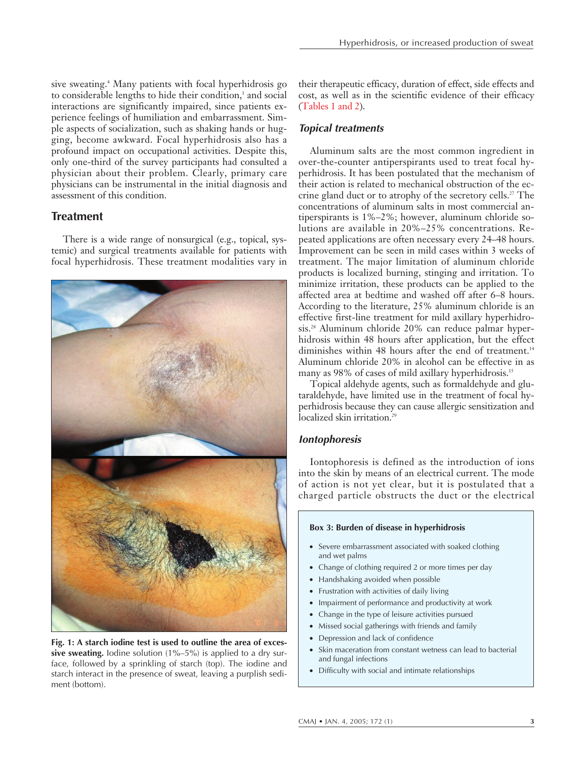sive sweating.[4] Many patients with focal hyperhidrosis go to considerable lengths to hide their condition,[1] and social interactions are significantly impaired, since patients experience feelings of humiliation and embarrassment. Simple aspects of socialization, such as shaking hands or hugging, become awkward. Focal hyperhidrosis also has a profound impact on occupational activities. Despite this, only one-third of the survey participants had consulted a physician about their problem. Clearly, primary care physicians can be instrumental in the initial diagnosis and assessment of this condition.

## Treatment

There is a wide range of nonsurgical (e.g., topical, systemic) and surgical treatments available for patients with focal hyperhidrosis. These treatment modalities vary in their therapeutic efficacy, duration of effect, side effects and cost, as well as in the scientific evidence of their efficacy (Tables 1 and 2).

**Fig. 1: A starch iodine test is used to outline the area of excessive sweating.** Iodine solution (1%–5%) is applied to a dry surface, followed by a sprinkling of starch (top). The iodine and starch interact in the presence of sweat, leaving a purplish sediment (bottom).

### *Topical treatments*

Aluminum salts are the most common ingredient in over-the-counter antiperspirants used to treat focal hyperhidrosis. It has been postulated that the mechanism of their action is related to mechanical obstruction of the eccrine gland duct or to atrophy of the secretory cells.[27] The concentrations of aluminum salts in most commercial antiperspirants is 1%–2%; however, aluminum chloride solutions are available in 20%–25% concentrations. Repeated applications are often necessary every 24–48 hours. Improvement can be seen in mild cases within 3 weeks of treatment. The major limitation of aluminum chloride products is localized burning, stinging and irritation. To minimize irritation, these products can be applied to the affected area at bedtime and washed off after 6–8 hours. According to the literature, 25% aluminum chloride is an effective first-line treatment for mild axillary hyperhidrosis.[28] Aluminum chloride 20% can reduce palmar hyperhidrosis within 48 hours after application, but the effect diminishes within 48 hours after the end of treatment.[14] Aluminum chloride 20% in alcohol can be effective in as many as 98% of cases of mild axillary hyperhidrosis.[15]

Topical aldehyde agents, such as formaldehyde and glutaraldehyde, have limited use in the treatment of focal hyperhidrosis because they can cause allergic sensitization and localized skin irritation.[29]

### *Iontophoresis*

Iontophoresis is defined as the introduction of ions into the skin by means of an electrical current. The mode of action is not yet clear, but it is postulated that a charged particle obstructs the duct or the electrical

**Box 3: Burden of disease in hyperhidrosis**

- Severe embarrassment associated with soaked clothing and wet palms
- Change of clothing required 2 or more times per day
- Handshaking avoided when possible
- Frustration with activities of daily living
- Impairment of performance and productivity at work
- Change in the type of leisure activities pursued
- Missed social gatherings with friends and family
- Depression and lack of confidence
- Skin maceration from constant wetness can lead to bacterial and fungal infections
- Difficulty with social and intimate relationships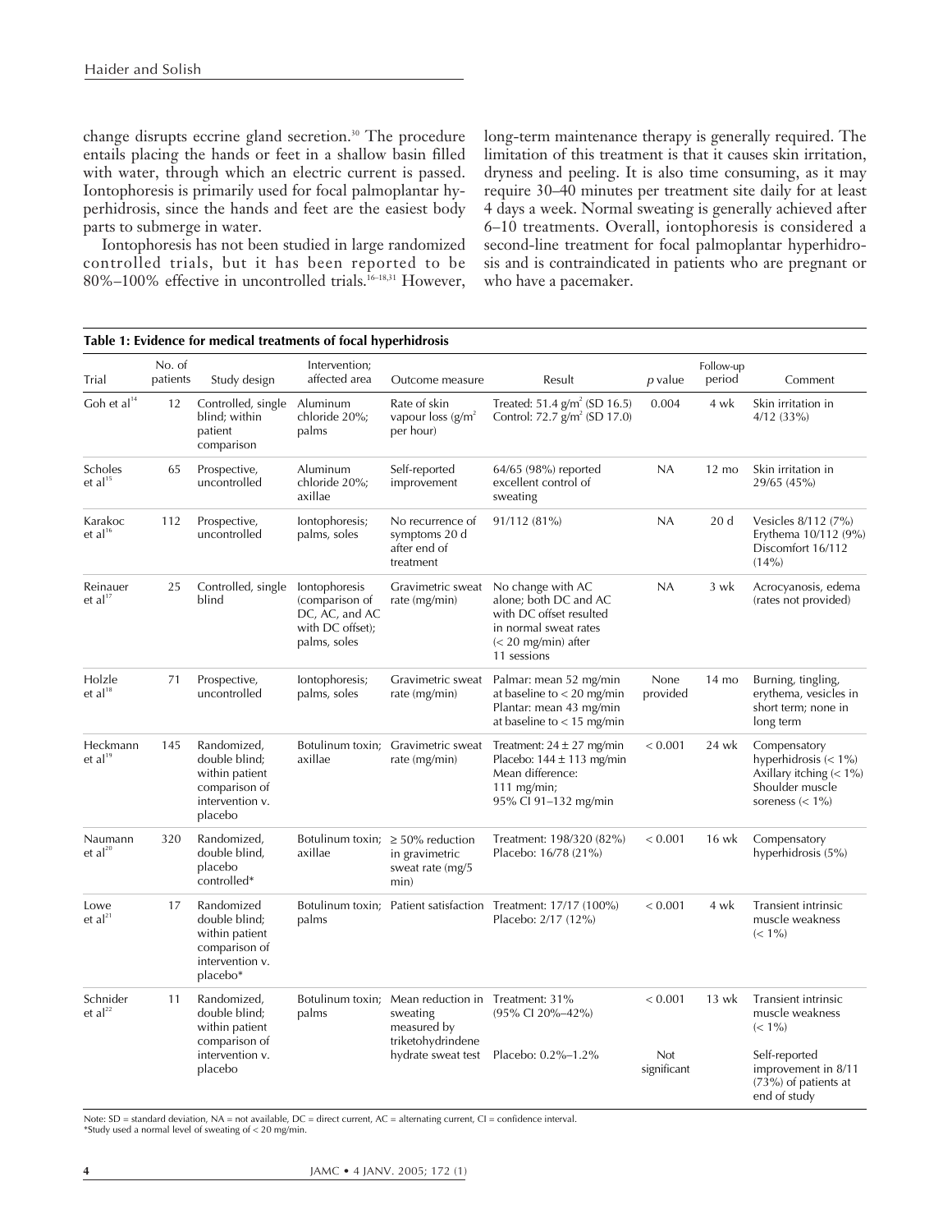change disrupts eccrine gland secretion.[30] The procedure entails placing the hands or feet in a shallow basin filled with water, through which an electric current is passed. Iontophoresis is primarily used for focal palmoplantar hyperhidrosis, since the hands and feet are the easiest body parts to submerge in water.

Iontophoresis has not been studied in large randomized controlled trials, but it has been reported to be 80%–100% effective in uncontrolled trials.[16–18,31] However, long-term maintenance therapy is generally required. The limitation of this treatment is that it causes skin irritation, dryness and peeling. It is also time consuming, as it may require 30–40 minutes per treatment site daily for at least 4 days a week. Normal sweating is generally achieved after 6–10 treatments. Overall, iontophoresis is considered a second-line treatment for focal palmoplantar hyperhidrosis and is contraindicated in patients who are pregnant or who have a pacemaker.

**Table 1: Evidence for medical treatments of focal hyperhidrosis**

| Trial | No. of patients | Study design | Intervention; affected area | Outcome measure | Result | *p* value | Follow-up period | Comment |
|---|---|---|---|---|---|---|---|---|
| Goh et al[14] | 12 | Controlled, single blind; within patient comparison | Aluminum chloride 20%; palms | Rate of skin vapour loss (g/m$^2$ per hour) | Treated: 51.4 g/m$^2$ (SD 16.5) Control: 72.7 g/m$^2$ (SD 17.0) | 0.004 | 4 wk | Skin irritation in 4/12 (33%) |
| Scholes et al[15] | 65 | Prospective, uncontrolled | Aluminum chloride 20%; axillae | Self-reported improvement | 64/65 (98%) reported excellent control of sweating | NA | 12 mo | Skin irritation in 29/65 (45%) |
| Karakoc et al[16] | 112 | Prospective, uncontrolled | Iontophoresis; palms, soles | No recurrence of symptoms 20 d after end of treatment | 91/112 (81%) | NA | 20 d | Vesicles 8/112 (7%) Erythema 10/112 (9%) Discomfort 16/112 (14%) |
| Reinauer et al[17] | 25 | Controlled, single blind | Iontophoresis (comparison of DC, AC, and AC with DC offset); palms, soles | Gravimetric sweat rate (mg/min) | No change with AC alone; both DC and AC with DC offset resulted in normal sweat rates (< 20 mg/min) after 11 sessions | NA | 3 wk | Acrocyanosis, edema (rates not provided) |
| Holzle et al[18] | 71 | Prospective, uncontrolled | Iontophoresis; palms, soles | Gravimetric sweat rate (mg/min) | Palmar: mean 52 mg/min at baseline to < 20 mg/min Plantar: mean 43 mg/min at baseline to < 15 mg/min | None provided | 14 mo | Burning, tingling, erythema, vesicles in short term; none in long term |
| Heckmann et al[19] | 145 | Randomized, double blind; within patient comparison of intervention v. placebo | Botulinum toxin; axillae | Gravimetric sweat rate (mg/min) | Treatment: 24 ± 27 mg/min Placebo: 144 ± 113 mg/min Mean difference: 111 mg/min; 95% CI 91–132 mg/min | < 0.001 | 24 wk | Compensatory hyperhidrosis (< 1%) Axillary itching (< 1%) Shoulder muscle soreness (< 1%) |
| Naumann et al[20] | 320 | Randomized, double blind, placebo controlled* | Botulinum toxin; axillae | ≥ 50% reduction in gravimetric sweat rate (mg/5 min) | Treatment: 198/320 (82%) Placebo: 16/78 (21%) | < 0.001 | 16 wk | Compensatory hyperhidrosis (5%) |
| Lowe et al[21] | 17 | Randomized double blind; within patient comparison of intervention v. placebo* | Botulinum toxin; palms | Patient satisfaction | Treatment: 17/17 (100%) Placebo: 2/17 (12%) | < 0.001 | 4 wk | Transient intrinsic muscle weakness (< 1%) |
| Schnider et al[22] | 11 | Randomized, double blind; within patient comparison of intervention v. placebo | Botulinum toxin; palms | Mean reduction in sweating measured by triketohydrindene hydrate sweat test | Treatment: 31% (95% CI 20%–42%) Placebo: 0.2%–1.2% | < 0.001 Not significant | 13 wk | Transient intrinsic muscle weakness (< 1%) Self-reported improvement in 8/11 (73%) of patients at end of study |

Note: SD = standard deviation, NA = not available, DC = direct current, AC = alternating current, CI = confidence interval.
*Study used a normal level of sweating of < 20 mg/min.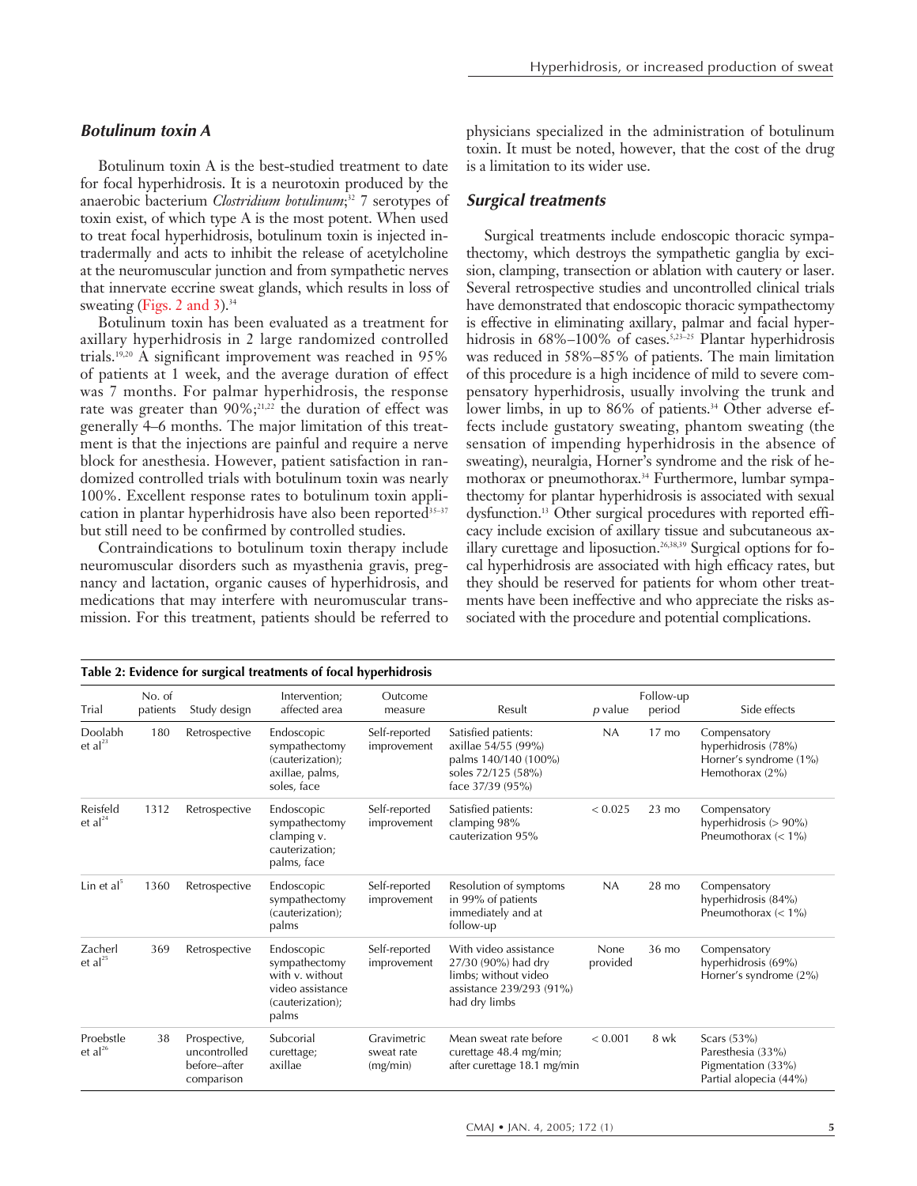### *Botulinum toxin A*

Botulinum toxin A is the best-studied treatment to date for focal hyperhidrosis. It is a neurotoxin produced by the anaerobic bacterium *Clostridium botulinum*;[32] 7 serotypes of toxin exist, of which type A is the most potent. When used to treat focal hyperhidrosis, botulinum toxin is injected intradermally and acts to inhibit the release of acetylcholine at the neuromuscular junction and from sympathetic nerves that innervate eccrine sweat glands, which results in loss of sweating (Figs. 2 and 3).[34]

Botulinum toxin has been evaluated as a treatment for axillary hyperhidrosis in 2 large randomized controlled trials.[19,20] A significant improvement was reached in 95% of patients at 1 week, and the average duration of effect was 7 months. For palmar hyperhidrosis, the response rate was greater than 90%;[21,22] the duration of effect was generally 4–6 months. The major limitation of this treatment is that the injections are painful and require a nerve block for anesthesia. However, patient satisfaction in randomized controlled trials with botulinum toxin was nearly 100%. Excellent response rates to botulinum toxin application in plantar hyperhidrosis have also been reported[35–37] but still need to be confirmed by controlled studies.

Contraindications to botulinum toxin therapy include neuromuscular disorders such as myasthenia gravis, pregnancy and lactation, organic causes of hyperhidrosis, and medications that may interfere with neuromuscular transmission. For this treatment, patients should be referred to physicians specialized in the administration of botulinum toxin. It must be noted, however, that the cost of the drug is a limitation to its wider use.

### *Surgical treatments*

Surgical treatments include endoscopic thoracic sympathectomy, which destroys the sympathetic ganglia by excision, clamping, transection or ablation with cautery or laser. Several retrospective studies and uncontrolled clinical trials have demonstrated that endoscopic thoracic sympathectomy is effective in eliminating axillary, palmar and facial hyperhidrosis in 68%–100% of cases.[5,23–25] Plantar hyperhidrosis was reduced in 58%–85% of patients. The main limitation of this procedure is a high incidence of mild to severe compensatory hyperhidrosis, usually involving the trunk and lower limbs, in up to 86% of patients.[34] Other adverse effects include gustatory sweating, phantom sweating (the sensation of impending hyperhidrosis in the absence of sweating), neuralgia, Horner's syndrome and the risk of hemothorax or pneumothorax.[34] Furthermore, lumbar sympathectomy for plantar hyperhidrosis is associated with sexual dysfunction.[13] Other surgical procedures with reported efficacy include excision of axillary tissue and subcutaneous axillary curettage and liposuction.[26,38,39] Surgical options for focal hyperhidrosis are associated with high efficacy rates, but they should be reserved for patients for whom other treatments have been ineffective and who appreciate the risks associated with the procedure and potential complications.

**Table 2: Evidence for surgical treatments of focal hyperhidrosis**

| Trial | No. of patients | Study design | Intervention; affected area | Outcome measure | Result | *p* value | Follow-up period | Side effects |
|---|---|---|---|---|---|---|---|---|
| Doolabh et al[23] | 180 | Retrospective | Endoscopic sympathectomy (cauterization); axillae, palms, soles, face | Self-reported improvement | Satisfied patients: axillae 54/55 (99%) palms 140/140 (100%) soles 72/125 (58%) face 37/39 (95%) | NA | 17 mo | Compensatory hyperhidrosis (78%) Horner's syndrome (1%) Hemothorax (2%) |
| Reisfeld et al[24] | 1312 | Retrospective | Endoscopic sympathectomy clamping v. cauterization; palms, face | Self-reported improvement | Satisfied patients: clamping 98% cauterization 95% | $< 0.025$ | 23 mo | Compensatory hyperhidrosis (> 90%) Pneumothorax (< 1%) |
| Lin et al[5] | 1360 | Retrospective | Endoscopic sympathectomy (cauterization); palms | Self-reported improvement | Resolution of symptoms in 99% of patients immediately and at follow-up | NA | 28 mo | Compensatory hyperhidrosis (84%) Pneumothorax (< 1%) |
| Zacherl et al[25] | 369 | Retrospective | Endoscopic sympathectomy with v. without video assistance (cauterization); palms | Self-reported improvement | With video assistance 27/30 (90%) had dry limbs; without video assistance 239/293 (91%) had dry limbs | None provided | 36 mo | Compensatory hyperhidrosis (69%) Horner's syndrome (2%) |
| Proebstle et al[26] | 38 | Prospective, uncontrolled before–after comparison | Subcorial curettage; axillae | Gravimetric sweat rate (mg/min) | Mean sweat rate before curettage 48.4 mg/min; after curettage 18.1 mg/min | $< 0.001$ | 8 wk | Scars (53%) Paresthesia (33%) Pigmentation (33%) Partial alopecia (44%) |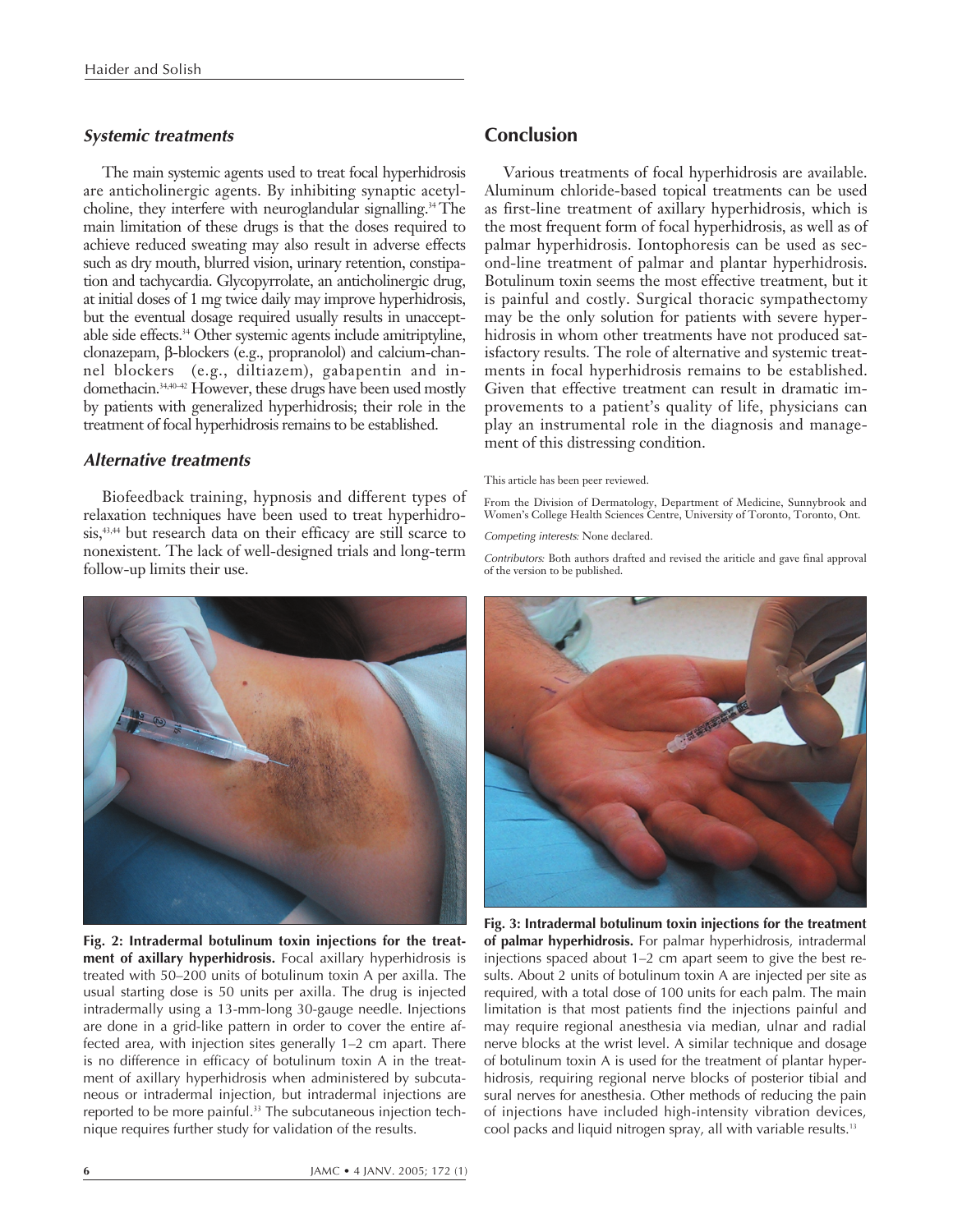### *Systemic treatments*

The main systemic agents used to treat focal hyperhidrosis are anticholinergic agents. By inhibiting synaptic acetylcholine, they interfere with neuroglandular signalling.[34] The main limitation of these drugs is that the doses required to achieve reduced sweating may also result in adverse effects such as dry mouth, blurred vision, urinary retention, constipation and tachycardia. Glycopyrrolate, an anticholinergic drug, at initial doses of 1 mg twice daily may improve hyperhidrosis, but the eventual dosage required usually results in unacceptable side effects.[34] Other systemic agents include amitriptyline, clonazepam, β-blockers (e.g., propranolol) and calcium-channel blockers (e.g., diltiazem), gabapentin and indomethacin.[34,40–42] However, these drugs have been used mostly by patients with generalized hyperhidrosis; their role in the treatment of focal hyperhidrosis remains to be established.

### *Alternative treatments*

Biofeedback training, hypnosis and different types of relaxation techniques have been used to treat hyperhidrosis,[43,44] but research data on their efficacy are still scarce to nonexistent. The lack of well-designed trials and long-term follow-up limits their use.

## Conclusion

Various treatments of focal hyperhidrosis are available. Aluminum chloride-based topical treatments can be used as first-line treatment of axillary hyperhidrosis, which is the most frequent form of focal hyperhidrosis, as well as of palmar hyperhidrosis. Iontophoresis can be used as second-line treatment of palmar and plantar hyperhidrosis. Botulinum toxin seems the most effective treatment, but it is painful and costly. Surgical thoracic sympathectomy may be the only solution for patients with severe hyperhidrosis in whom other treatments have not produced satisfactory results. The role of alternative and systemic treatments in focal hyperhidrosis remains to be established. Given that effective treatment can result in dramatic improvements to a patient's quality of life, physicians can play an instrumental role in the diagnosis and management of this distressing condition.

This article has been peer reviewed.

From the Division of Dermatology, Department of Medicine, Sunnybrook and Women's College Health Sciences Centre, University of Toronto, Toronto, Ont.

*Competing interests:* None declared.

*Contributors:* Both authors drafted and revised the ariticle and gave final approval of the version to be published.

**Fig. 2: Intradermal botulinum toxin injections for the treatment of axillary hyperhidrosis.** Focal axillary hyperhidrosis is treated with 50–200 units of botulinum toxin A per axilla. The usual starting dose is 50 units per axilla. The drug is injected intradermally using a 13-mm-long 30-gauge needle. Injections are done in a grid-like pattern in order to cover the entire affected area, with injection sites generally 1–2 cm apart. There is no difference in efficacy of botulinum toxin A in the treatment of axillary hyperhidrosis when administered by subcutaneous or intradermal injection, but intradermal injections are reported to be more painful.[33] The subcutaneous injection technique requires further study for validation of the results.

**Fig. 3: Intradermal botulinum toxin injections for the treatment of palmar hyperhidrosis.** For palmar hyperhidrosis, intradermal injections spaced about 1–2 cm apart seem to give the best results. About 2 units of botulinum toxin A are injected per site as required, with a total dose of 100 units for each palm. The main limitation is that most patients find the injections painful and may require regional anesthesia via median, ulnar and radial nerve blocks at the wrist level. A similar technique and dosage of botulinum toxin A is used for the treatment of plantar hyperhidrosis, requiring regional nerve blocks of posterior tibial and sural nerves for anesthesia. Other methods of reducing the pain of injections have included high-intensity vibration devices, cool packs and liquid nitrogen spray, all with variable results.[13]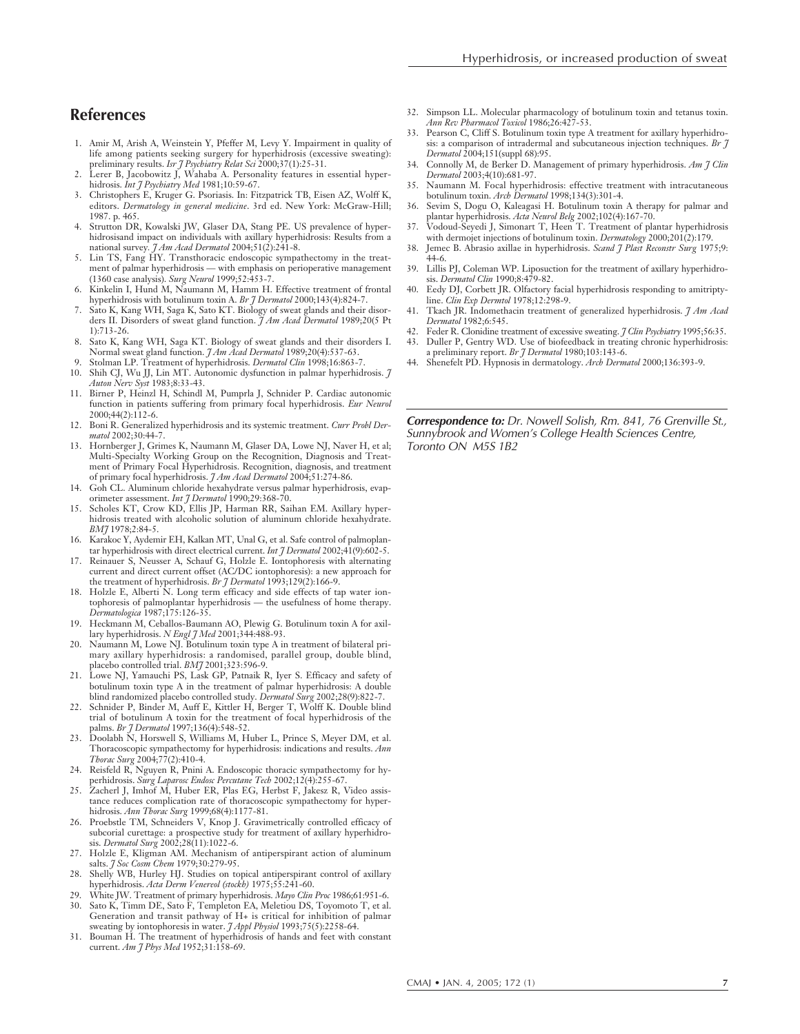## References

1. Amir M, Arish A, Weinstein Y, Pfeffer M, Levy Y. Impairment in quality of life among patients seeking surgery for hyperhidrosis (excessive sweating): preliminary results. *Isr J Psychiatry Relat Sci* 2000;37(1):25-31.
2. Lerer B, Jacobowitz J, Wahaba A. Personality features in essential hyperhidrosis. *Int J Psychiatry Med* 1981;10:59-67.
3. Christophers E, Kruger G. Psoriasis. In: Fitzpatrick TB, Eisen AZ, Wolff K, editors. *Dermatology in general medicine*. 3rd ed. New York: McGraw-Hill; 1987. p. 465.
4. Strutton DR, Kowalski JW, Glaser DA, Stang PE. US prevalence of hyperhidrosisand impact on individuals with axillary hyperhidrosis: Results from a national survey. *J Am Acad Dermatol* 2004;51(2):241-8.
5. Lin TS, Fang HY. Transthoracic endoscopic sympathectomy in the treatment of palmar hyperhidrosis — with emphasis on perioperative management (1360 case analysis). *Surg Neurol* 1999;52:453-7.
6. Kinkelin I, Hund M, Naumann M, Hamm H. Effective treatment of frontal hyperhidrosis with botulinum toxin A. *Br J Dermatol* 2000;143(4):824-7.
7. Sato K, Kang WH, Saga K, Sato KT. Biology of sweat glands and their disorders II. Disorders of sweat gland function. *J Am Acad Dermatol* 1989;20(5 Pt 1):713-26.
8. Sato K, Kang WH, Saga KT. Biology of sweat glands and their disorders I. Normal sweat gland function. *J Am Acad Dermatol* 1989;20(4):537-63.
9. Stolman LP. Treatment of hyperhidrosis. *Dermatol Clin* 1998;16:863-7.
10. Shih CJ, Wu JJ, Lin MT. Autonomic dysfunction in palmar hyperhidrosis. *J Auton Nerv Syst* 1983;8:33-43.
11. Birner P, Heinzl H, Schindl M, Pumprla J, Schnider P. Cardiac autonomic function in patients suffering from primary focal hyperhidrosis. *Eur Neurol* 2000;44(2):112-6.
12. Boni R. Generalized hyperhidrosis and its systemic treatment. *Curr Probl Dermatol* 2002;30:44-7.
13. Hornberger J, Grimes K, Naumann M, Glaser DA, Lowe NJ, Naver H, et al; Multi-Specialty Working Group on the Recognition, Diagnosis and Treatment of Primary Focal Hyperhidrosis. Recognition, diagnosis, and treatment of primary focal hyperhidrosis. *J Am Acad Dermatol* 2004;51:274-86.
14. Goh CL. Aluminum chloride hexahydrate versus palmar hyperhidrosis, evaporimeter assessment. *Int J Dermatol* 1990;29:368-70.
15. Scholes KT, Crow KD, Ellis JP, Harman RR, Saihan EM. Axillary hyperhidrosis treated with alcoholic solution of aluminum chloride hexahydrate. *BMJ* 1978;2:84-5.
16. Karakoc Y, Aydemir EH, Kalkan MT, Unal G, et al. Safe control of palmoplantar hyperhidrosis with direct electrical current. *Int J Dermatol* 2002;41(9):602-5.
17. Reinauer S, Neusser A, Schauf G, Holzle E. Iontophoresis with alternating current and direct current offset (AC/DC iontophoresis): a new approach for the treatment of hyperhidrosis. *Br J Dermatol* 1993;129(2):166-9.
18. Holzle E, Alberti N. Long term efficacy and side effects of tap water iontophoresis of palmoplantar hyperhidrosis — the usefulness of home therapy. *Dermatologica* 1987;175:126-35.
19. Heckmann M, Ceballos-Baumann AO, Plewig G. Botulinum toxin A for axillary hyperhidrosis. *N Engl J Med* 2001;344:488-93.
20. Naumann M, Lowe NJ. Botulinum toxin type A in treatment of bilateral primary axillary hyperhidrosis: a randomised, parallel group, double blind, placebo controlled trial. *BMJ* 2001;323:596-9.
21. Lowe NJ, Yamauchi PS, Lask GP, Patnaik R, Iyer S. Efficacy and safety of botulinum toxin type A in the treatment of palmar hyperhidrosis: A double blind randomized placebo controlled study. *Dermatol Surg* 2002;28(9):822-7.
22. Schnider P, Binder M, Auff E, Kittler H, Berger T, Wolff K. Double blind trial of botulinum A toxin for the treatment of focal hyperhidrosis of the palms. *Br J Dermatol* 1997;136(4):548-52.
23. Doolabh N, Horswell S, Williams M, Huber L, Prince S, Meyer DM, et al. Thoracoscopic sympathectomy for hyperhidrosis: indications and results. *Ann Thorac Surg* 2004;77(2):410-4.
24. Reisfeld R, Nguyen R, Pnini A. Endoscopic thoracic sympathectomy for hyperhidrosis. *Surg Laparosc Endosc Percutane Tech* 2002;12(4):255-67.
25. Zacherl J, Imhof M, Huber ER, Plas EG, Herbst F, Jakesz R, Video assistance reduces complication rate of thoracoscopic sympathectomy for hyperhidrosis. *Ann Thorac Surg* 1999;68(4):1177-81.
26. Proebstle TM, Schneiders V, Knop J. Gravimetrically controlled efficacy of subcorial curettage: a prospective study for treatment of axillary hyperhidrosis. *Dermatol Surg* 2002;28(11):1022-6.
27. Holzle E, Kligman AM. Mechanism of antiperspirant action of aluminum salts. *J Soc Cosm Chem* 1979;30:279-95.
28. Shelly WB, Hurley HJ. Studies on topical antiperspirant control of axillary hyperhidrosis. *Acta Derm Venereol (stockh)* 1975;55:241-60.
29. White JW. Treatment of primary hyperhidrosis. *Mayo Clin Proc* 1986;61:951-6.
30. Sato K, Timm DE, Sato F, Templeton EA, Meletiou DS, Toyomoto T, et al. Generation and transit pathway of H+ is critical for inhibition of palmar sweating by iontophoresis in water. *J Appl Physiol* 1993;75(5):2258-64.
31. Bouman H. The treatment of hyperhidrosis of hands and feet with constant current. *Am J Phys Med* 1952;31:158-69.
32. Simpson LL. Molecular pharmacology of botulinum toxin and tetanus toxin. *Ann Rev Pharmacol Toxicol* 1986;26:427-53.
33. Pearson C, Cliff S. Botulinum toxin type A treatment for axillary hyperhidrosis: a comparison of intradermal and subcutaneous injection techniques. *Br J Dermatol* 2004;151(suppl 68):95.
34. Connolly M, de Berker D. Management of primary hyperhidrosis. *Am J Clin Dermatol* 2003;4(10):681-97.
35. Naumann M. Focal hyperhidrosis: effective treatment with intracutaneous botulinum toxin. *Arch Dermatol* 1998;134(3):301-4.
36. Sevim S, Dogu O, Kaleagasi H. Botulinum toxin A therapy for palmar and plantar hyperhidrosis. *Acta Neurol Belg* 2002;102(4):167-70.
37. Vodoud-Seyedi J, Simonart T, Heen T. Treatment of plantar hyperhidrosis with dermojet injections of botulinum toxin. *Dermatology* 2000;201(2):179.
38. Jemec B. Abrasio axillae in hyperhidrosis. *Scand J Plast Reconstr Surg* 1975;9:44-6.
39. Lillis PJ, Coleman WP. Liposuction for the treatment of axillary hyperhidrosis. *Dermatol Clin* 1990;8:479-82.
40. Eedy DJ, Corbett JR. Olfactory facial hyperhidrosis responding to amitriptyline. *Clin Exp Dermtol* 1978;12:298-9.
41. Tkach JR. Indomethacin treatment of generalized hyperhidrosis. *J Am Acad Dermatol* 1982;6:545.
42. Feder R. Clonidine treatment of excessive sweating. *J Clin Psychiatry* 1995;56:35.
43. Duller P, Gentry WD. Use of biofeedback in treating chronic hyperhidrosis: a preliminary report. *Br J Dermatol* 1980;103:143-6.
44. Shenefelt PD. Hypnosis in dermatology. *Arch Dermatol* 2000;136:393-9.

***Correspondence to:*** *Dr. Nowell Solish, Rm. 841, 76 Grenville St., Sunnybrook and Women's College Health Sciences Centre, Toronto ON M5S 1B2*